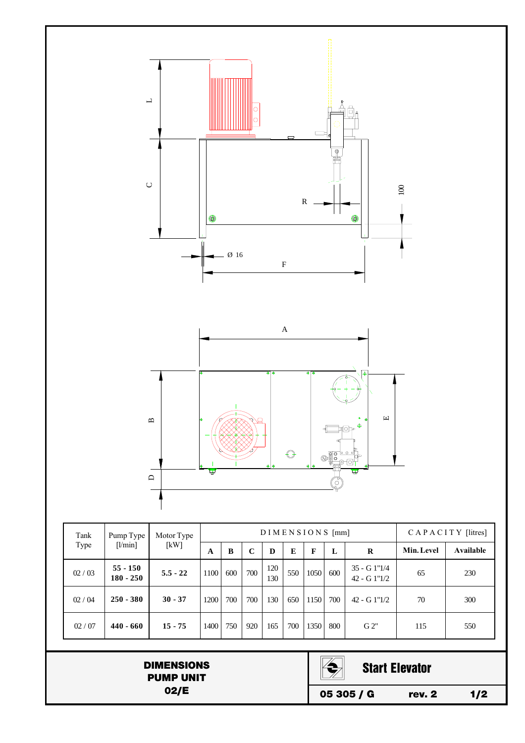L

C

R

100

Ø 16

F

A

B

E

D

| Tank Type | Pump Type [l/min] | Motor Type [kW] | DIMENSIONS [mm] | | | | | | | | CAPACITY [litres] | |
|---|---|---|---|---|---|---|---|---|---|---|---|---|
| | | | **A** | **B** | **C** | **D** | **E** | **F** | **L** | **R** | **Min. Level** | **Available** |
| 02 / 03 | **55 - 150**<br>**180 - 250** | **5.5 - 22** | 1100 | 600 | 700 | 120<br>130 | 550 | 1050 | 600 | 35 - G 1"1/4<br>42 - G 1"1/2 | 65 | 230 |
| 02 / 04 | **250 - 380** | **30 - 37** | 1200 | 700 | 700 | 130 | 650 | 1150 | 700 | 42 - G 1"1/2 | 70 | 300 |
| 02 / 07 | **440 - 660** | **15 - 75** | 1400 | 750 | 920 | 165 | 700 | 1350 | 800 | G 2" | 115 | 550 |

**DIMENSIONS**
**PUMP UNIT**
**02/E**

**Start Elevator**

**05 305 / G** **rev. 2**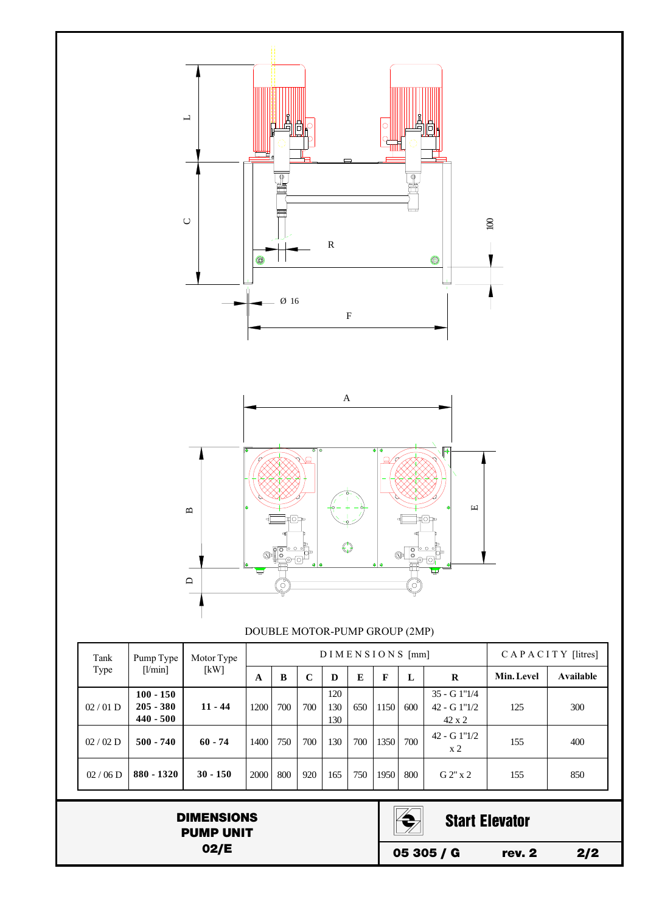L

C

R

100

Ø 16

F

A

B

E

D

DOUBLE MOTOR-PUMP GROUP (2MP)

| Tank Type | Pump Type [l/min] | Motor Type [kW] | DIMENSIONS [mm] | | | | | | | | CAPACITY [litres] | |
|---|---|---|---|---|---|---|---|---|---|---|---|---|
| | | | **A** | **B** | **C** | **D** | **E** | **F** | **L** | **R** | **Min. Level** | **Available** |
| 02 / 01 D | **100 - 150** **205 - 380** **440 - 500** | **11 - 44** | 1200 | 700 | 700 | 120 130 130 | 650 | 1150 | 600 | 35 - G 1"1/4 42 - G 1"1/2 42 x 2 | 125 | 300 |
| 02 / 02 D | **500 - 740** | **60 - 74** | 1400 | 750 | 700 | 130 | 700 | 1350 | 700 | 42 - G 1"1/2 x 2 | 155 | 400 |
| 02 / 06 D | **880 - 1320** | **30 - 150** | 2000 | 800 | 920 | 165 | 750 | 1950 | 800 | G 2" x 2 | 155 | 850 |

**DIMENSIONS PUMP UNIT 02/E**

**Start Elevator**

**05 305 / G** **rev. 2**